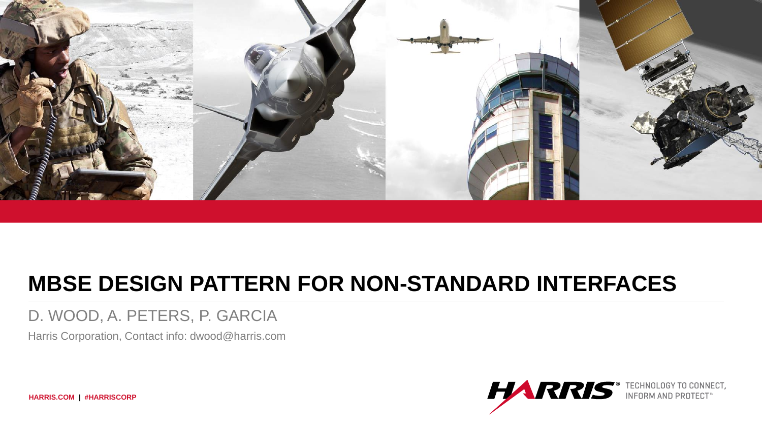# MBSE DESIGN PATTERN FOR NON-STANDARD INTERFACES

D. WOOD, A. PETERS, P. GARCIA

Harris Corporation, Contact info: dwood@harris.com

HARRIS.COM | #HARRISCORP

HARRIS® TECHNOLOGY TO CONNECT, INFORM AND PROTECT™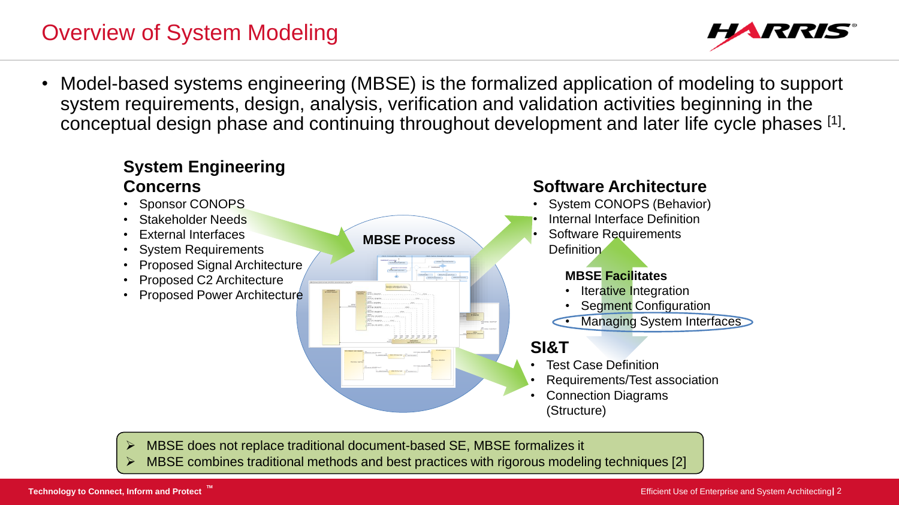# Overview of System Modeling

- Model-based systems engineering (MBSE) is the formalized application of modeling to support system requirements, design, analysis, verification and validation activities beginning in the conceptual design phase and continuing throughout development and later life cycle phases [1].

## System Engineering Concerns

- Sponsor CONOPS
- Stakeholder Needs
- External Interfaces
- System Requirements
- Proposed Signal Architecture
- Proposed C2 Architecture
- Proposed Power Architecture

**MBSE Process**

## Software Architecture

- System CONOPS (Behavior)
- Internal Interface Definition
- Software Requirements Definition

**MBSE Facilitates**

- Iterative Integration
- Segment Configuration
- Managing System Interfaces

## SI&T

- Test Case Definition
- Requirements/Test association
- Connection Diagrams (Structure)

> - MBSE does not replace traditional document-based SE, MBSE formalizes it
> - MBSE combines traditional methods and best practices with rigorous modeling techniques [2]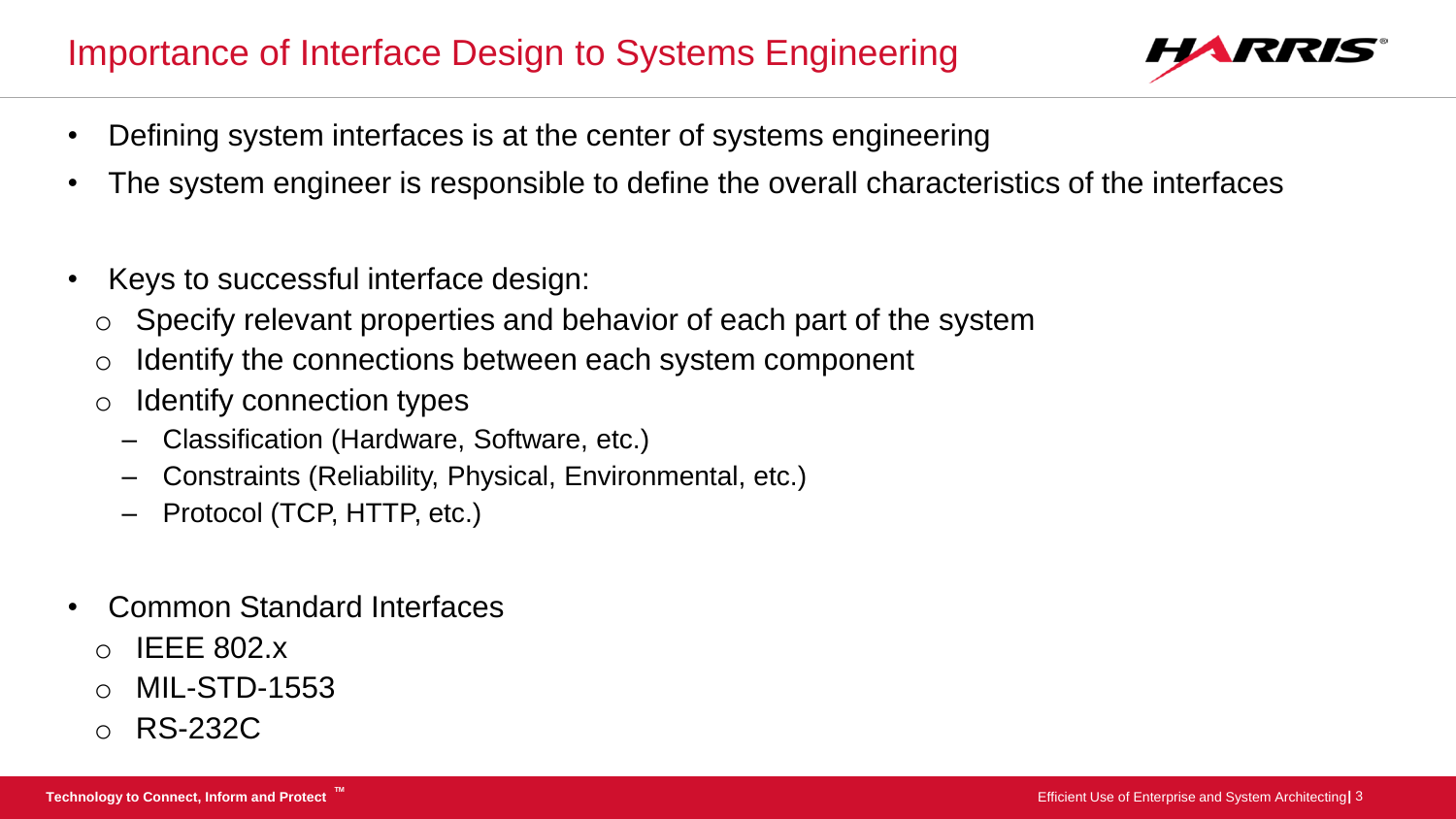# Importance of Interface Design to Systems Engineering

- Defining system interfaces is at the center of systems engineering
- The system engineer is responsible to define the overall characteristics of the interfaces

- Keys to successful interface design:
  - Specify relevant properties and behavior of each part of the system
  - Identify the connections between each system component
  - Identify connection types
    - Classification (Hardware, Software, etc.)
    - Constraints (Reliability, Physical, Environmental, etc.)
    - Protocol (TCP, HTTP, etc.)

- Common Standard Interfaces
  - IEEE 802.x
  - MIL-STD-1553
  - RS-232C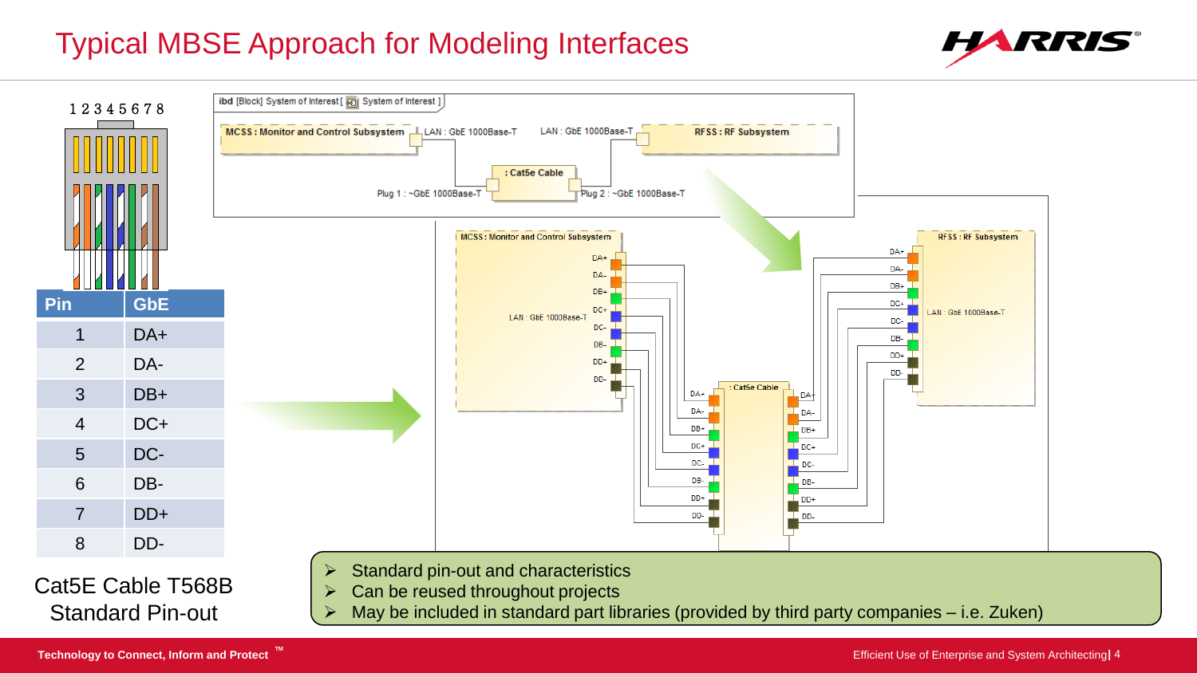# Typical MBSE Approach for Modeling Interfaces

| Pin | GbE |
| --- | --- |
| 1 | DA+ |
| 2 | DA- |
| 3 | DB+ |
| 4 | DC+ |
| 5 | DC- |
| 6 | DB- |
| 7 | DD+ |
| 8 | DD- |

Cat5E Cable T568B Standard Pin-out

- Standard pin-out and characteristics
- Can be reused throughout projects
- May be included in standard part libraries (provided by third party companies – i.e. Zuken)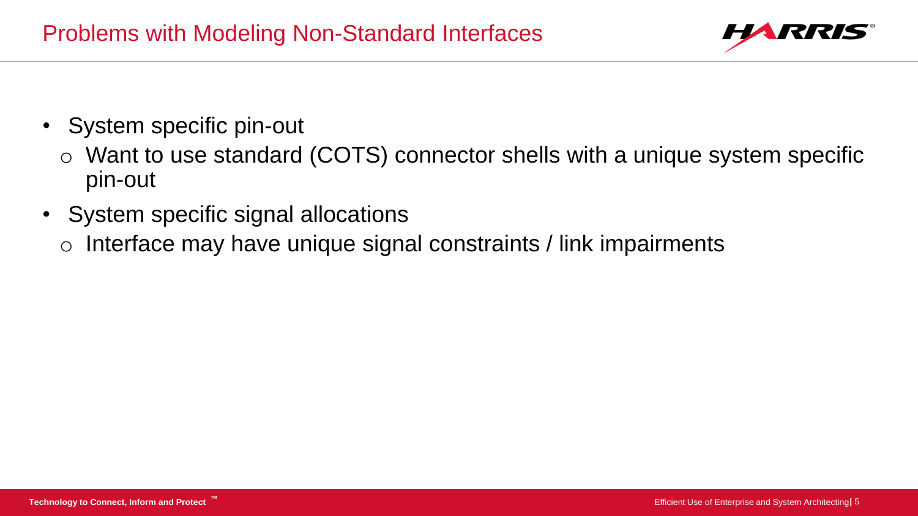# Problems with Modeling Non-Standard Interfaces

- System specific pin-out
  - Want to use standard (COTS) connector shells with a unique system specific pin-out
- System specific signal allocations
  - Interface may have unique signal constraints / link impairments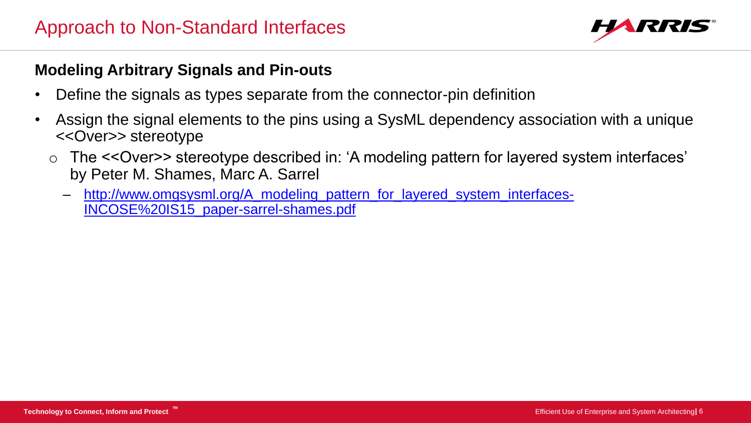# Approach to Non-Standard Interfaces

## Modeling Arbitrary Signals and Pin-outs

- Define the signals as types separate from the connector-pin definition
- Assign the signal elements to the pins using a SysML dependency association with a unique <<Over>> stereotype
  - The <<Over>> stereotype described in: 'A modeling pattern for layered system interfaces' by Peter M. Shames, Marc A. Sarrel
    - http://www.omgsysml.org/A_modeling_pattern_for_layered_system_interfaces-INCOSE%20IS15_paper-sarrel-shames.pdf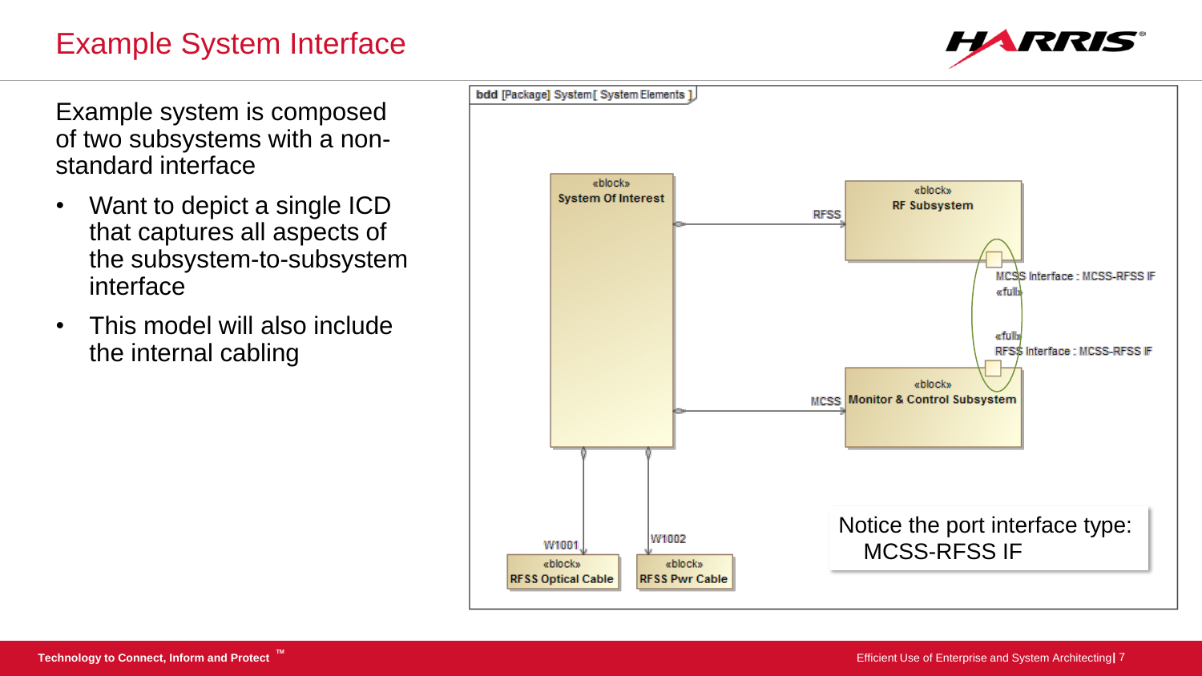# Example System Interface

Example system is composed of two subsystems with a non-standard interface

- Want to depict a single ICD that captures all aspects of the subsystem-to-subsystem interface
- This model will also include the internal cabling

bdd [Package] System[ System Elements ]

«block» System Of Interest

«block» RF Subsystem

«block» Monitor & Control Subsystem

«block» RFSS Optical Cable

«block» RFSS Pwr Cable

RFSS

MCSS

W1001

W1002

MCSS Interface : MCSS-RFSS IF «full»

«full» RFSS Interface : MCSS-RFSS IF

Notice the port interface type: MCSS-RFSS IF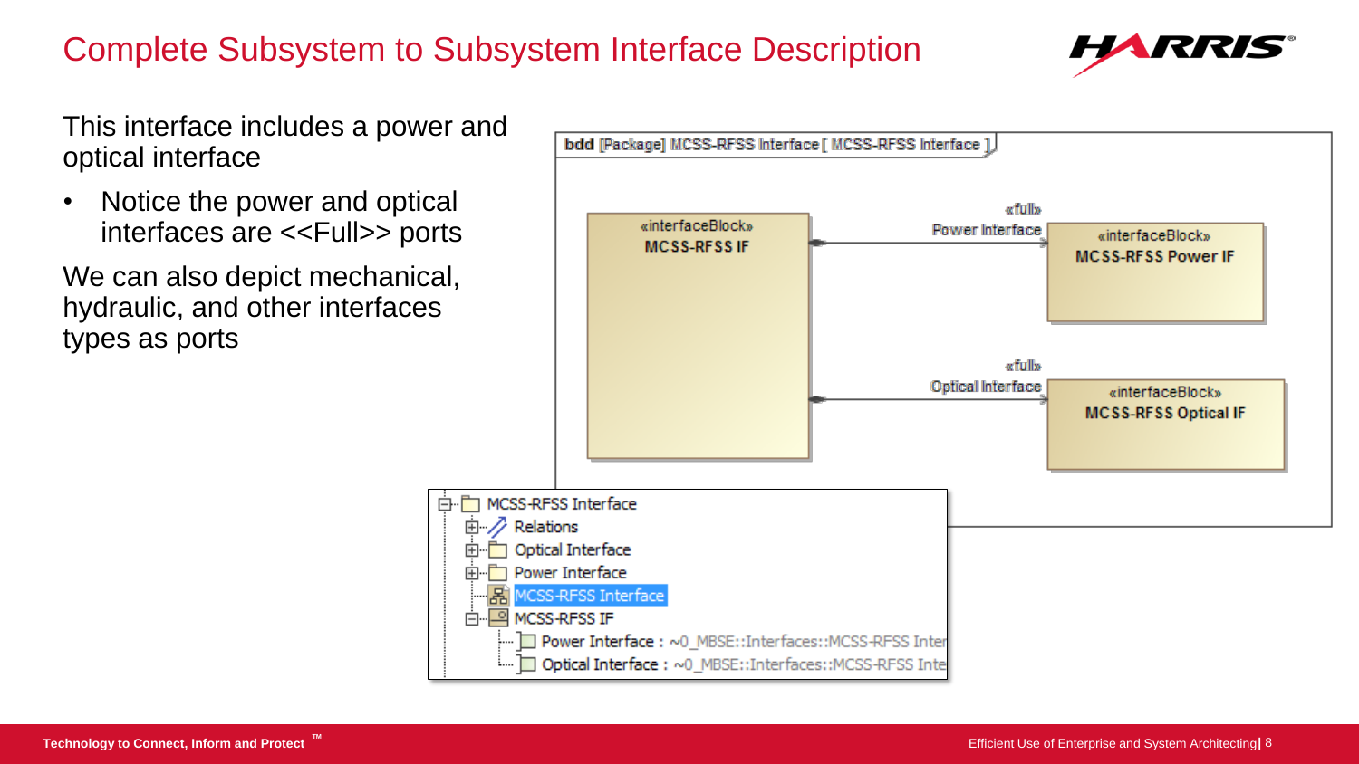# Complete Subsystem to Subsystem Interface Description

This interface includes a power and optical interface

- Notice the power and optical interfaces are <<Full>> ports

We can also depict mechanical, hydraulic, and other interfaces types as ports

bdd [Package] MCSS-RFSS Interface [ MCSS-RFSS Interface ]

«interfaceBlock»
MCSS-RFSS IF

«full»
Power Interface

«interfaceBlock»
MCSS-RFSS Power IF

«full»
Optical Interface

«interfaceBlock»
MCSS-RFSS Optical IF

- MCSS-RFSS Interface
  - Relations
  - Optical Interface
  - Power Interface
  - MCSS-RFSS Interface
  - MCSS-RFSS IF
    - Power Interface : ~0_MBSE::Interfaces::MCSS-RFSS Inter
    - Optical Interface : ~0_MBSE::Interfaces::MCSS-RFSS Inte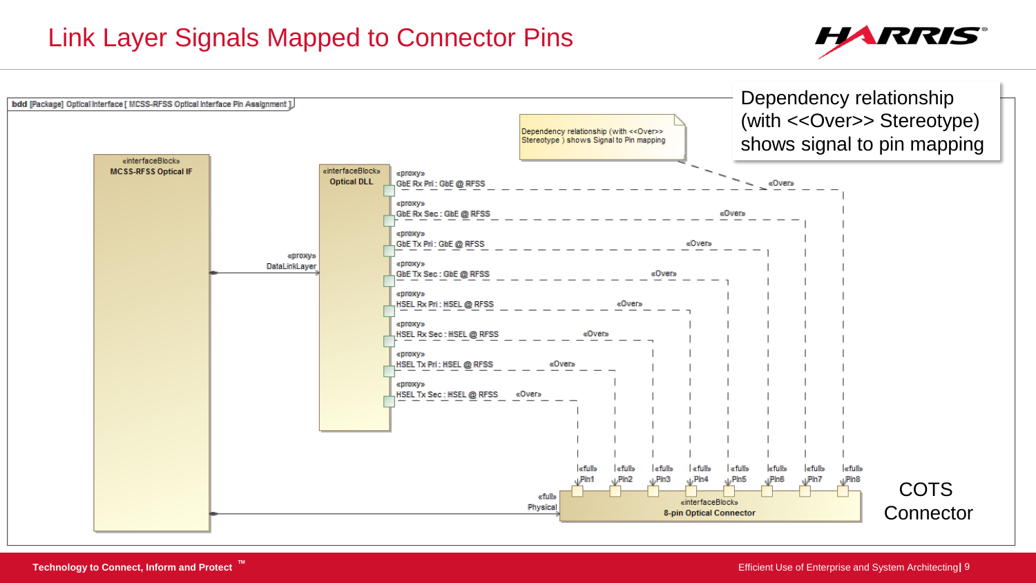# Link Layer Signals Mapped to Connector Pins

bdd [Package] Optical Interface [ MCSS-RFSS Optical Interface Pin Assignment ]

«interfaceBlock»
**MCSS-RFSS Optical IF**

«proxy»
DataLinkLayer

«interfaceBlock»
**Optical DLL**

«proxy»
GbE Rx Pri : GbE @ RFSS

«proxy»
GbE Rx Sec : GbE @ RFSS

«proxy»
GbE Tx Pri : GbE @ RFSS

«proxy»
GbE Tx Sec : GbE @ RFSS

«proxy»
HSEL Rx Pri : HSEL @ RFSS

«proxy»
HSEL Rx Sec : HSEL @ RFSS

«proxy»
HSEL Tx Pri : HSEL @ RFSS

«proxy»
HSEL Tx Sec : HSEL @ RFSS

«Over» «Over» «Over» «Over» «Over» «Over» «Over» «Over»

Dependency relationship (with <<Over>> Stereotype ) shows Signal to Pin mapping

Dependency relationship (with <<Over>> Stereotype) shows signal to pin mapping

«full» Pin1 «full» Pin2 «full» Pin3 «full» Pin4 «full» Pin5 «full» Pin6 «full» Pin7 «full» Pin8

«full»
Physical

«interfaceBlock»
**8-pin Optical Connector**

COTS Connector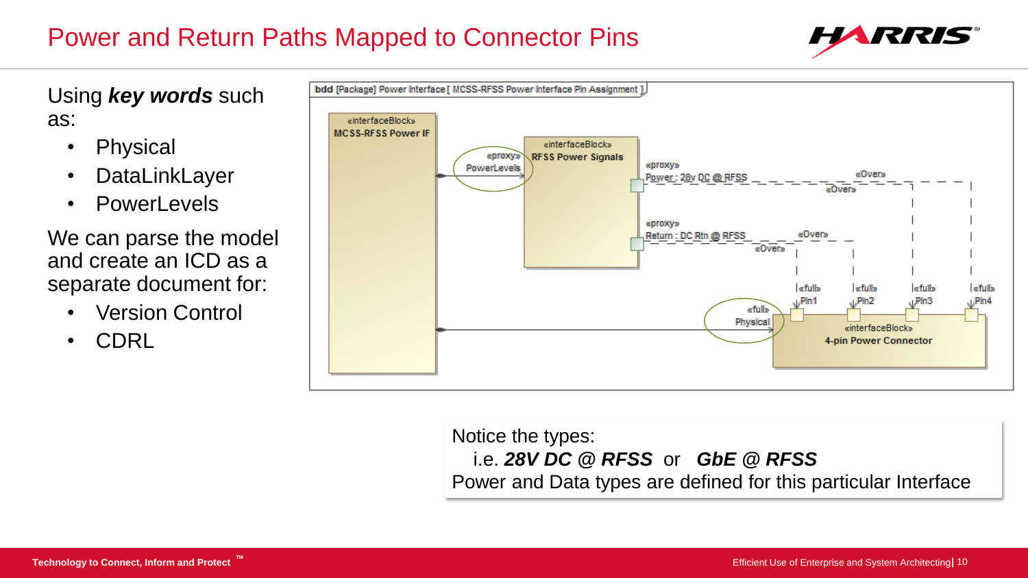# Power and Return Paths Mapped to Connector Pins

Using ***key words*** such as:

- Physical
- DataLinkLayer
- PowerLevels

We can parse the model and create an ICD as a separate document for:

- Version Control
- CDRL

bdd [Package] Power Interface [ MCSS-RFSS Power Interface Pin Assignment ]

«interfaceBlock» **MCSS-RFSS Power IF**

«proxy» PowerLevels

«interfaceBlock» **RFSS Power Signals**

«proxy» Power : 28v DC @ RFSS

«proxy» Return : DC Rtn @ RFSS

«Over» «Over» «Over» «Over»

«full» Pin1 «full» Pin2 «full» Pin3 «full» Pin4

«full» Physical

«interfaceBlock» **4-pin Power Connector**

Notice the types:
i.e. ***28V DC @ RFSS*** or ***GbE @ RFSS***
Power and Data types are defined for this particular Interface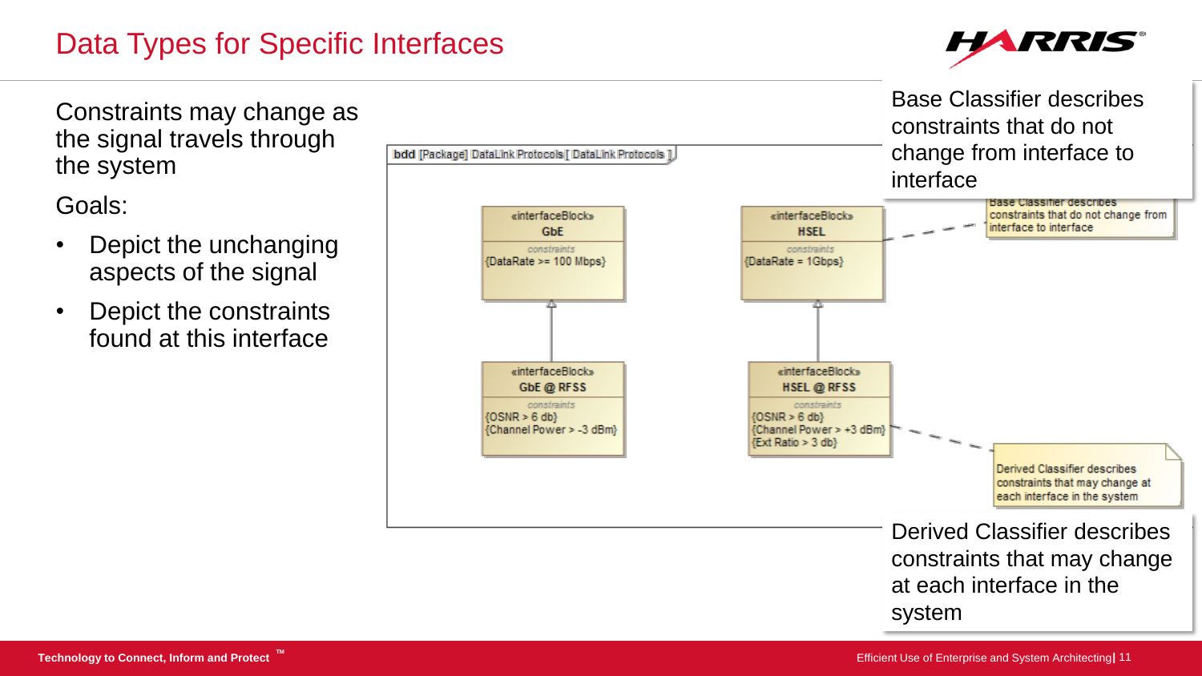# Data Types for Specific Interfaces

Constraints may change as the signal travels through the system

Goals:

- Depict the unchanging aspects of the signal
- Depict the constraints found at this interface

bdd [Package] DataLink Protocols [ DataLink Protocols ]

«interfaceBlock»
**GbE**
*constraints*
{DataRate >= 100 Mbps}

«interfaceBlock»
**HSEL**
*constraints*
{DataRate = 1Gbps}

«interfaceBlock»
**GbE @ RFSS**
*constraints*
{OSNR > 6 db}
{Channel Power > -3 dBm}

«interfaceBlock»
**HSEL @ RFSS**
*constraints*
{OSNR > 6 db}
{Channel Power > +3 dBm}
{Ext Ratio > 3 db}

Base Classifier describes constraints that do not change from interface to interface

Derived Classifier describes constraints that may change at each interface in the system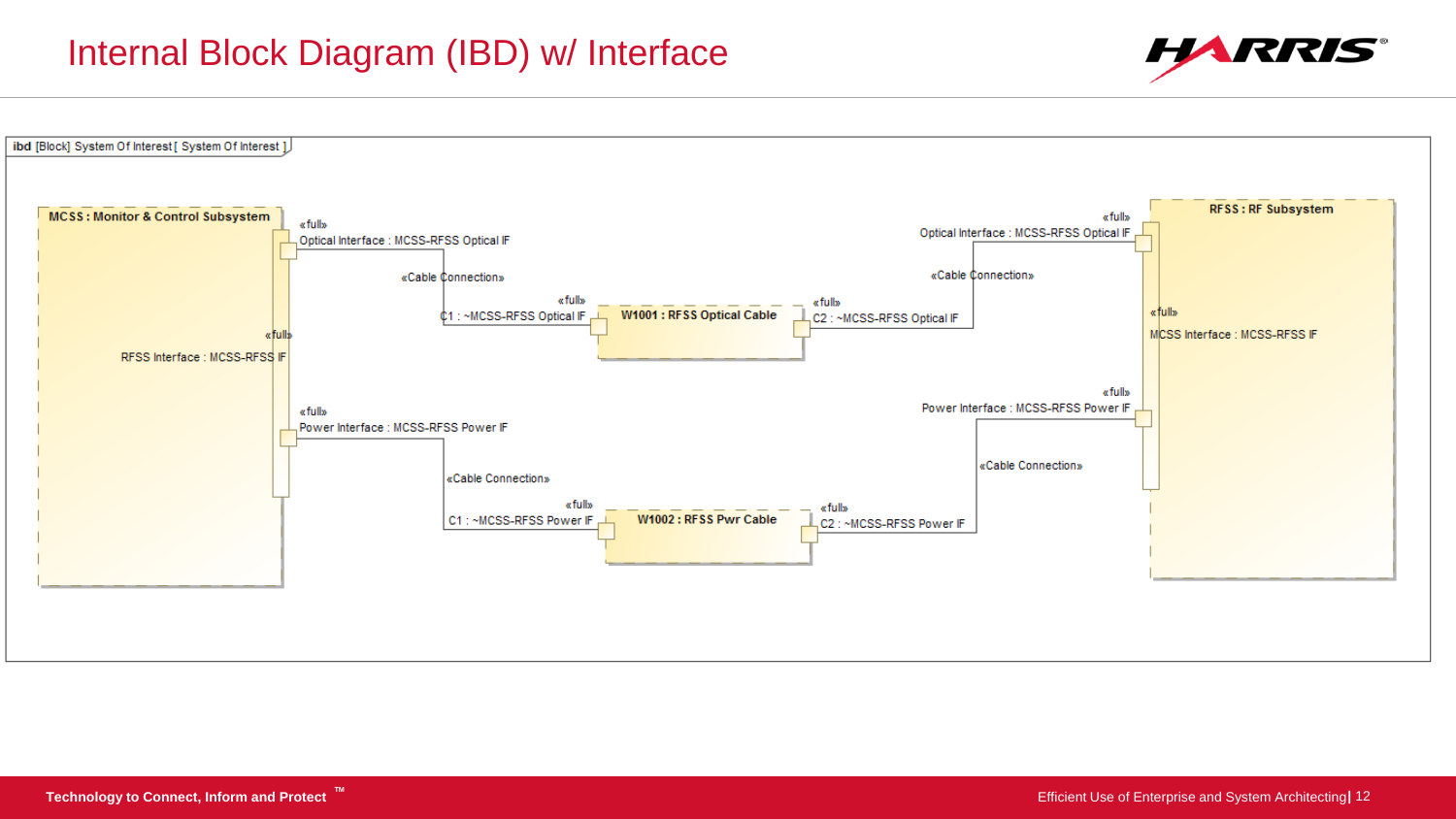# Internal Block Diagram (IBD) w/ Interface

ibd [Block] System Of Interest [ System Of Interest ]

**MCSS : Monitor & Control Subsystem**

«full»
Optical Interface : MCSS-RFSS Optical IF

«full»
RFSS Interface : MCSS-RFSS IF

«full»
Power Interface : MCSS-RFSS Power IF

«Cable Connection»

«full»
C1 : ~MCSS-RFSS Optical IF

**W1001 : RFSS Optical Cable**

«full»
C2 : ~MCSS-RFSS Optical IF

«Cable Connection»

«Cable Connection»

«full»
C1 : ~MCSS-RFSS Power IF

**W1002 : RFSS Pwr Cable**

«full»
C2 : ~MCSS-RFSS Power IF

«Cable Connection»

**RFSS : RF Subsystem**

«full»
Optical Interface : MCSS-RFSS Optical IF

«full»
MCSS Interface : MCSS-RFSS IF

«full»
Power Interface : MCSS-RFSS Power IF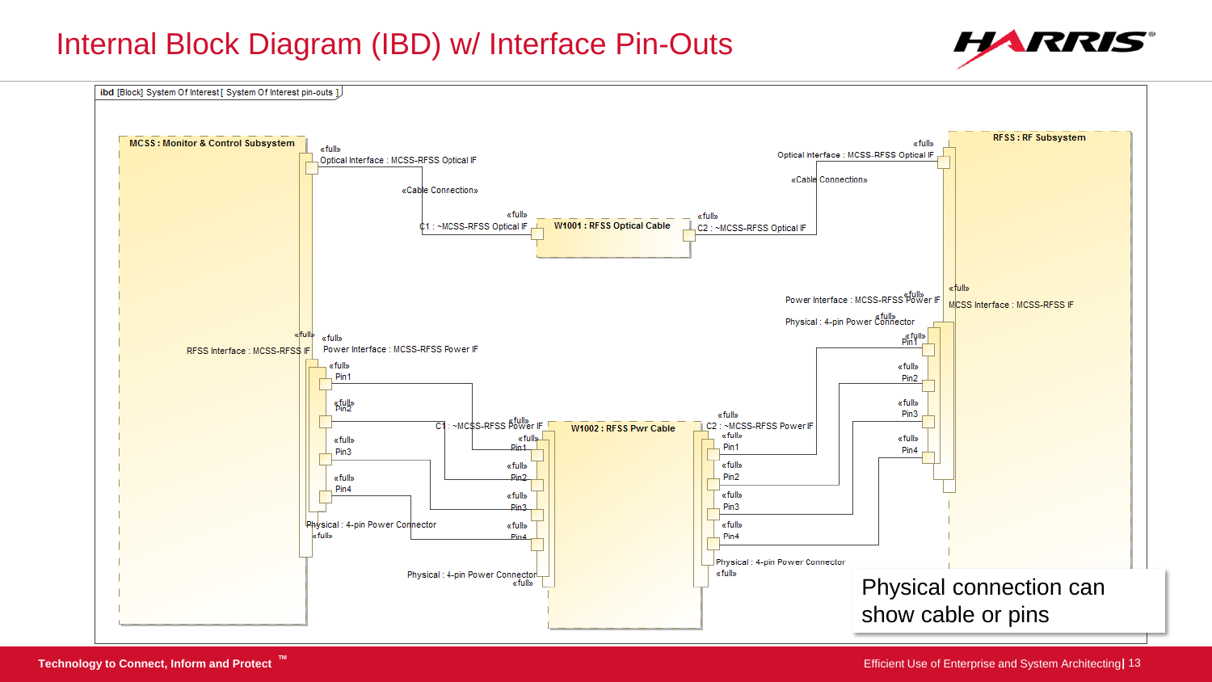# Internal Block Diagram (IBD) w/ Interface Pin-Outs

ibd [Block] System Of Interest [ System Of Interest pin-outs ]

MCSS : Monitor & Control Subsystem

«full»
Optical Interface : MCSS-RFSS Optical IF

«Cable Connection»

«full»
C1 : ~MCSS-RFSS Optical IF

W1001 : RFSS Optical Cable

«full»
C2 : ~MCSS-RFSS Optical IF

«full»
Optical Interface : MCSS-RFSS Optical IF

«Cable Connection»

RFSS : RF Subsystem

«full»
MCSS Interface : MCSS-RFSS IF

«full»
Power Interface : MCSS-RFSS Power IF

«full»
Physical : 4-pin Power Connector

«full»
RFSS Interface : MCSS-RFSS IF

«full»
Power Interface : MCSS-RFSS Power IF

«full» Pin1

«full» Pin2

«full» Pin3

«full» Pin4

Physical : 4-pin Power Connector
«full»

«full»
C1 : ~MCSS-RFSS Power IF

W1002 : RFSS Pwr Cable

«full»
C2 : ~MCSS-RFSS Power IF

Physical : 4-pin Power Connector
«full»

Physical : 4-pin Power Connector
«full»

Physical connection can show cable or pins

Technology to Connect, Inform and Protect ™

Efficient Use of Enterprise and System Architecting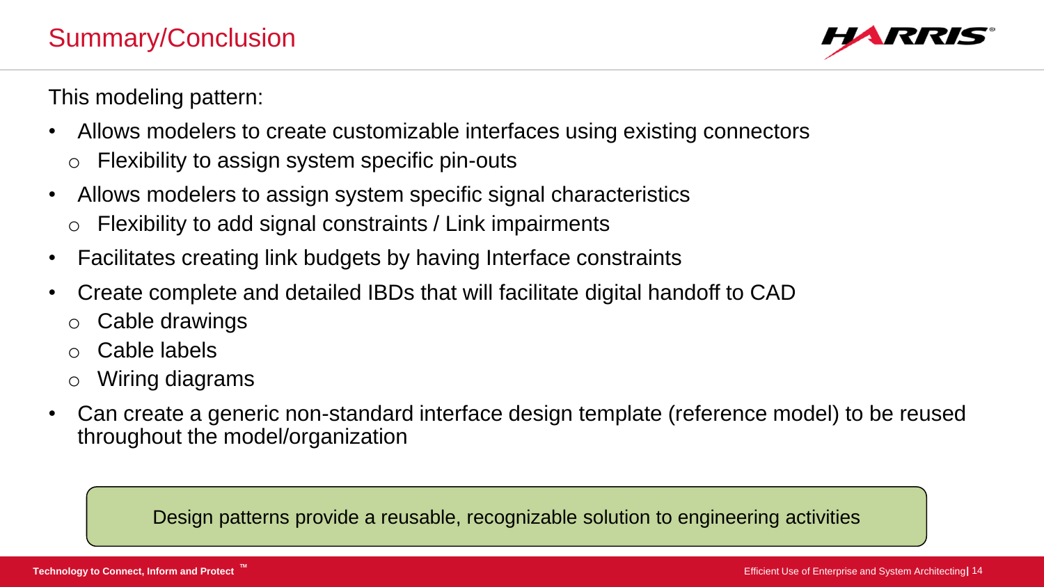# Summary/Conclusion

This modeling pattern:

- Allows modelers to create customizable interfaces using existing connectors
  - Flexibility to assign system specific pin-outs
- Allows modelers to assign system specific signal characteristics
  - Flexibility to add signal constraints / Link impairments
- Facilitates creating link budgets by having Interface constraints
- Create complete and detailed IBDs that will facilitate digital handoff to CAD
  - Cable drawings
  - Cable labels
  - Wiring diagrams
- Can create a generic non-standard interface design template (reference model) to be reused throughout the model/organization

Design patterns provide a reusable, recognizable solution to engineering activities